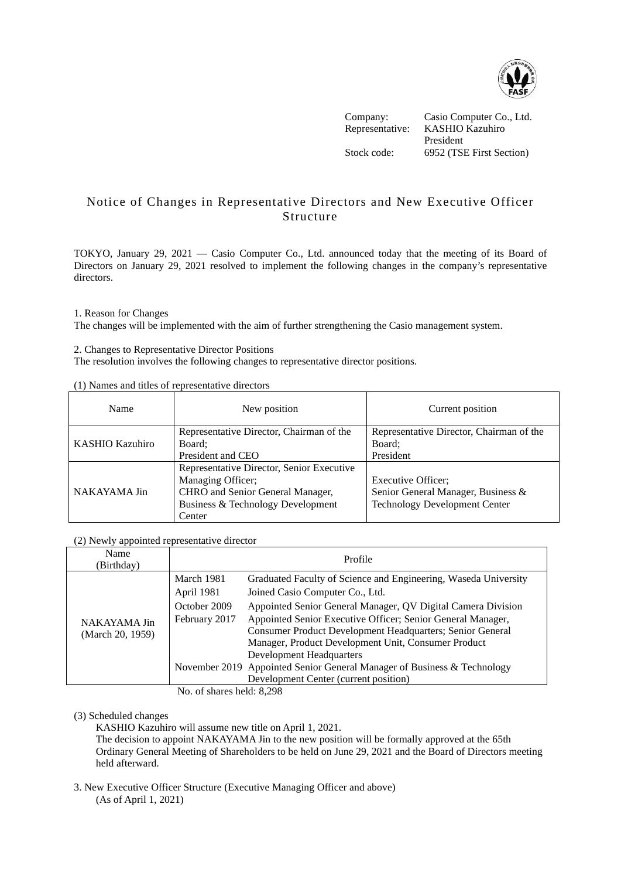Company: Casio Computer Co., Ltd.
Representative: KASHIO Kazuhiro
President
Stock code: 6952 (TSE First Section)

# Notice of Changes in Representative Directors and New Executive Officer Structure

TOKYO, January 29, 2021 — Casio Computer Co., Ltd. announced today that the meeting of its Board of Directors on January 29, 2021 resolved to implement the following changes in the company's representative directors.

1. Reason for Changes

The changes will be implemented with the aim of further strengthening the Casio management system.

2. Changes to Representative Director Positions

The resolution involves the following changes to representative director positions.

(1) Names and titles of representative directors

| Name | New position | Current position |
| --- | --- | --- |
| KASHIO Kazuhiro | Representative Director, Chairman of the Board;<br>President and CEO | Representative Director, Chairman of the Board;<br>President |
| NAKAYAMA Jin | Representative Director, Senior Executive Managing Officer;<br>CHRO and Senior General Manager, Business & Technology Development Center | Executive Officer;<br>Senior General Manager, Business & Technology Development Center |

(2) Newly appointed representative director

| Name (Birthday) | Profile | |
| --- | --- | --- |
| NAKAYAMA Jin (March 20, 1959) | March 1981 | Graduated Faculty of Science and Engineering, Waseda University |
| | April 1981 | Joined Casio Computer Co., Ltd. |
| | October 2009 | Appointed Senior General Manager, QV Digital Camera Division |
| | February 2017 | Appointed Senior Executive Officer; Senior General Manager, Consumer Product Development Headquarters; Senior General Manager, Product Development Unit, Consumer Product Development Headquarters |
| | November 2019 | Appointed Senior General Manager of Business & Technology Development Center (current position) |

No. of shares held: 8,298

(3) Scheduled changes

KASHIO Kazuhiro will assume new title on April 1, 2021.

The decision to appoint NAKAYAMA Jin to the new position will be formally approved at the 65th Ordinary General Meeting of Shareholders to be held on June 29, 2021 and the Board of Directors meeting held afterward.

3. New Executive Officer Structure (Executive Managing Officer and above)

(As of April 1, 2021)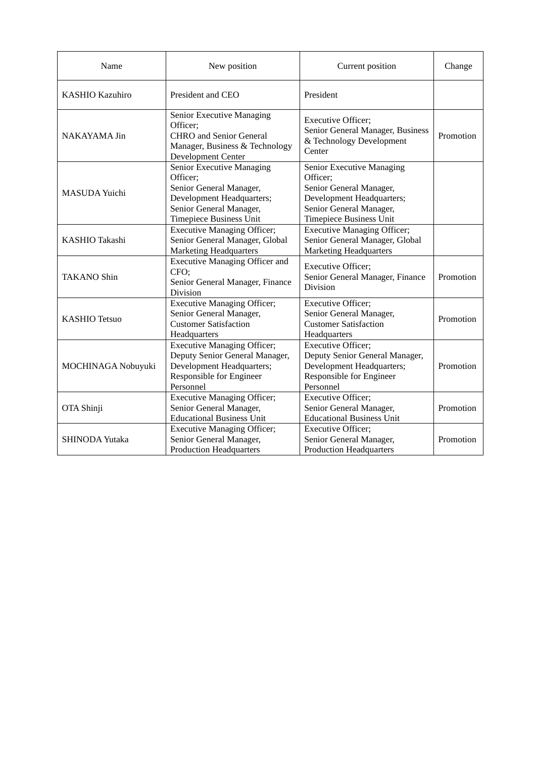| Name | New position | Current position | Change |
|---|---|---|---|
| KASHIO Kazuhiro | President and CEO | President | |
| NAKAYAMA Jin | Senior Executive Managing Officer; CHRO and Senior General Manager, Business & Technology Development Center | Executive Officer; Senior General Manager, Business & Technology Development Center | Promotion |
| MASUDA Yuichi | Senior Executive Managing Officer; Senior General Manager, Development Headquarters; Senior General Manager, Timepiece Business Unit | Senior Executive Managing Officer; Senior General Manager, Development Headquarters; Senior General Manager, Timepiece Business Unit | |
| KASHIO Takashi | Executive Managing Officer; Senior General Manager, Global Marketing Headquarters | Executive Managing Officer; Senior General Manager, Global Marketing Headquarters | |
| TAKANO Shin | Executive Managing Officer and CFO; Senior General Manager, Finance Division | Executive Officer; Senior General Manager, Finance Division | Promotion |
| KASHIO Tetsuo | Executive Managing Officer; Senior General Manager, Customer Satisfaction Headquarters | Executive Officer; Senior General Manager, Customer Satisfaction Headquarters | Promotion |
| MOCHINAGA Nobuyuki | Executive Managing Officer; Deputy Senior General Manager, Development Headquarters; Responsible for Engineer Personnel | Executive Officer; Deputy Senior General Manager, Development Headquarters; Responsible for Engineer Personnel | Promotion |
| OTA Shinji | Executive Managing Officer; Senior General Manager, Educational Business Unit | Executive Officer; Senior General Manager, Educational Business Unit | Promotion |
| SHINODA Yutaka | Executive Managing Officer; Senior General Manager, Production Headquarters | Executive Officer; Senior General Manager, Production Headquarters | Promotion |